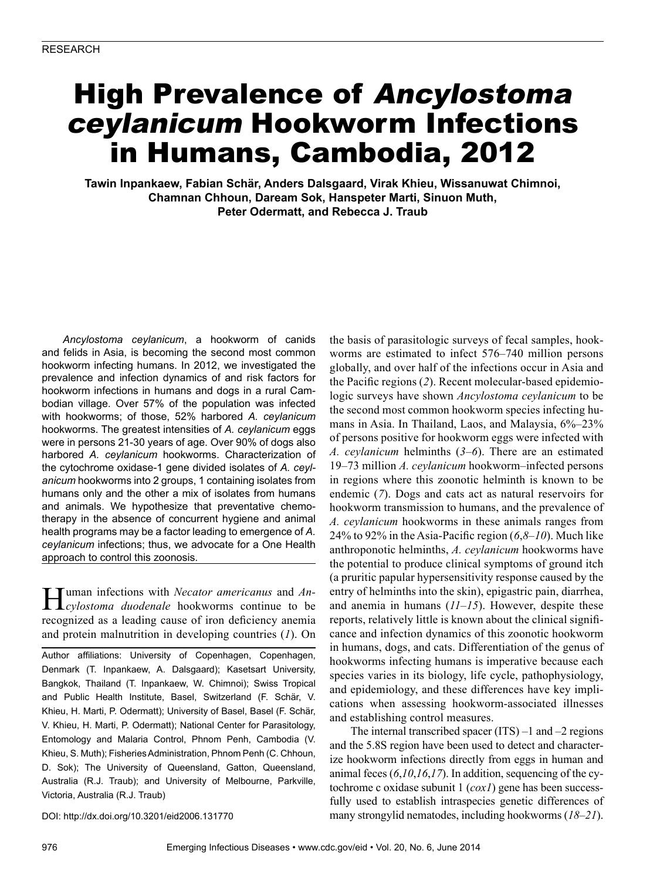RESEARCH

# High Prevalence of *Ancylostoma ceylanicum* Hookworm Infections in Humans, Cambodia, 2012

**Tawin Inpankaew, Fabian Schär, Anders Dalsgaard, Virak Khieu, Wissanuwat Chimnoi, Chamnan Chhoun, Daream Sok, Hanspeter Marti, Sinuon Muth, Peter Odermatt, and Rebecca J. Traub**

*Ancylostoma ceylanicum*, a hookworm of canids and felids in Asia, is becoming the second most common hookworm infecting humans. In 2012, we investigated the prevalence and infection dynamics of and risk factors for hookworm infections in humans and dogs in a rural Cambodian village. Over 57% of the population was infected with hookworms; of those, 52% harbored *A. ceylanicum* hookworms. The greatest intensities of *A. ceylanicum* eggs were in persons 21-30 years of age. Over 90% of dogs also harbored *A. ceylanicum* hookworms. Characterization of the cytochrome oxidase-1 gene divided isolates of *A. ceylanicum* hookworms into 2 groups, 1 containing isolates from humans only and the other a mix of isolates from humans and animals. We hypothesize that preventative chemotherapy in the absence of concurrent hygiene and animal health programs may be a factor leading to emergence of *A. ceylanicum* infections; thus, we advocate for a One Health approach to control this zoonosis.

Human infections with *Necator americanus* and *Ancylostoma duodenale* hookworms continue to be recognized as a leading cause of iron deficiency anemia and protein malnutrition in developing countries (*1*). On the basis of parasitologic surveys of fecal samples, hookworms are estimated to infect 576–740 million persons globally, and over half of the infections occur in Asia and the Pacific regions (*2*). Recent molecular-based epidemiologic surveys have shown *Ancylostoma ceylanicum* to be the second most common hookworm species infecting humans in Asia. In Thailand, Laos, and Malaysia, 6%–23% of persons positive for hookworm eggs were infected with *A. ceylanicum* helminths (*3–6*). There are an estimated 19–73 million *A. ceylanicum* hookworm–infected persons in regions where this zoonotic helminth is known to be endemic (*7*). Dogs and cats act as natural reservoirs for hookworm transmission to humans, and the prevalence of *A. ceylanicum* hookworms in these animals ranges from 24% to 92% in the Asia-Pacific region (*6*,*8–10*). Much like anthroponotic helminths, *A. ceylanicum* hookworms have the potential to produce clinical symptoms of ground itch (a pruritic papular hypersensitivity response caused by the entry of helminths into the skin), epigastric pain, diarrhea, and anemia in humans (*11–15*). However, despite these reports, relatively little is known about the clinical significance and infection dynamics of this zoonotic hookworm in humans, dogs, and cats. Differentiation of the genus of hookworms infecting humans is imperative because each species varies in its biology, life cycle, pathophysiology, and epidemiology, and these differences have key implications when assessing hookworm-associated illnesses and establishing control measures.

The internal transcribed spacer (ITS) –1 and –2 regions and the 5.8S region have been used to detect and characterize hookworm infections directly from eggs in human and animal feces (*6*,*10*,*16*,*17*). In addition, sequencing of the cytochrome c oxidase subunit 1 (*cox1*) gene has been successfully used to establish intraspecies genetic differences of many strongylid nematodes, including hookworms (*18–21*).

Author affiliations: University of Copenhagen, Copenhagen, Denmark (T. Inpankaew, A. Dalsgaard); Kasetsart University, Bangkok, Thailand (T. Inpankaew, W. Chimnoi); Swiss Tropical and Public Health Institute, Basel, Switzerland (F. Schär, V. Khieu, H. Marti, P. Odermatt); University of Basel, Basel (F. Schär, V. Khieu, H. Marti, P. Odermatt); National Center for Parasitology, Entomology and Malaria Control, Phnom Penh, Cambodia (V. Khieu, S. Muth); Fisheries Administration, Phnom Penh (C. Chhoun, D. Sok); The University of Queensland, Gatton, Queensland, Australia (R.J. Traub); and University of Melbourne, Parkville, Victoria, Australia (R.J. Traub)

DOI: http://dx.doi.org/10.3201/eid2006.131770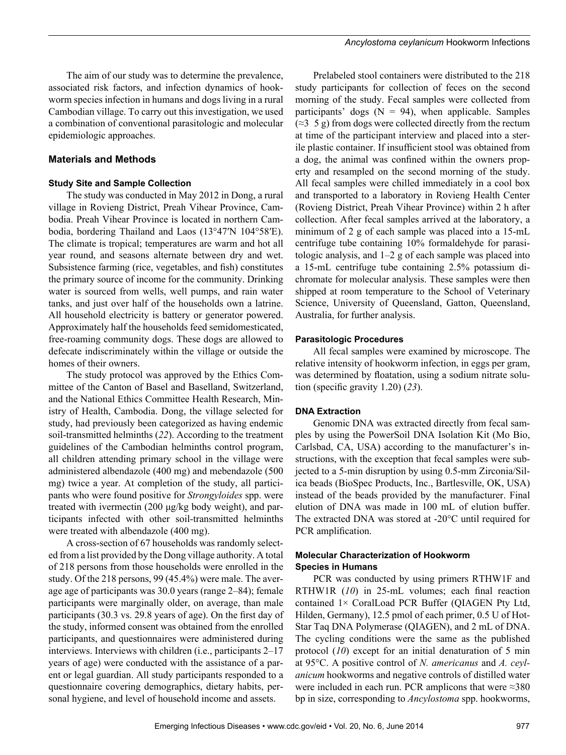The aim of our study was to determine the prevalence, associated risk factors, and infection dynamics of hookworm species infection in humans and dogs living in a rural Cambodian village. To carry out this investigation, we used a combination of conventional parasitologic and molecular epidemiologic approaches.

## Materials and Methods

### Study Site and Sample Collection

The study was conducted in May 2012 in Dong, a rural village in Rovieng District, Preah Vihear Province, Cambodia. Preah Vihear Province is located in northern Cambodia, bordering Thailand and Laos (13°47′N 104°58′E). The climate is tropical; temperatures are warm and hot all year round, and seasons alternate between dry and wet. Subsistence farming (rice, vegetables, and fish) constitutes the primary source of income for the community. Drinking water is sourced from wells, well pumps, and rain water tanks, and just over half of the households own a latrine. All household electricity is battery or generator powered. Approximately half the households feed semidomesticated, free-roaming community dogs. These dogs are allowed to defecate indiscriminately within the village or outside the homes of their owners.

The study protocol was approved by the Ethics Committee of the Canton of Basel and Baselland, Switzerland, and the National Ethics Committee Health Research, Ministry of Health, Cambodia. Dong, the village selected for study, had previously been categorized as having endemic soil-transmitted helminths (*22*). According to the treatment guidelines of the Cambodian helminths control program, all children attending primary school in the village were administered albendazole (400 mg) and mebendazole (500 mg) twice a year. At completion of the study, all participants who were found positive for *Strongyloides* spp. were treated with ivermectin (200 µg/kg body weight), and participants infected with other soil-transmitted helminths were treated with albendazole (400 mg).

A cross-section of 67 households was randomly selected from a list provided by the Dong village authority. A total of 218 persons from those households were enrolled in the study. Of the 218 persons, 99 (45.4%) were male. The average age of participants was 30.0 years (range 2–84); female participants were marginally older, on average, than male participants (30.3 vs. 29.8 years of age). On the first day of the study, informed consent was obtained from the enrolled participants, and questionnaires were administered during interviews. Interviews with children (i.e., participants 2–17 years of age) were conducted with the assistance of a parent or legal guardian. All study participants responded to a questionnaire covering demographics, dietary habits, personal hygiene, and level of household income and assets.

Prelabeled stool containers were distributed to the 218 study participants for collection of feces on the second morning of the study. Fecal samples were collected from participants' dogs (N = 94), when applicable. Samples (≈3 5 g) from dogs were collected directly from the rectum at time of the participant interview and placed into a sterile plastic container. If insufficient stool was obtained from a dog, the animal was confined within the owners property and resampled on the second morning of the study. All fecal samples were chilled immediately in a cool box and transported to a laboratory in Rovieng Health Center (Rovieng District, Preah Vihear Province) within 2 h after collection. After fecal samples arrived at the laboratory, a minimum of 2 g of each sample was placed into a 15-mL centrifuge tube containing 10% formaldehyde for parasitologic analysis, and 1–2 g of each sample was placed into a 15-mL centrifuge tube containing 2.5% potassium dichromate for molecular analysis. These samples were then shipped at room temperature to the School of Veterinary Science, University of Queensland, Gatton, Queensland, Australia, for further analysis.

### Parasitologic Procedures

All fecal samples were examined by microscope. The relative intensity of hookworm infection, in eggs per gram, was determined by floatation, using a sodium nitrate solution (specific gravity 1.20) (*23*).

### DNA Extraction

Genomic DNA was extracted directly from fecal samples by using the PowerSoil DNA Isolation Kit (Mo Bio, Carlsbad, CA, USA) according to the manufacturer's instructions, with the exception that fecal samples were subjected to a 5-min disruption by using 0.5-mm Zirconia/Silica beads (BioSpec Products, Inc., Bartlesville, OK, USA) instead of the beads provided by the manufacturer. Final elution of DNA was made in 100 mL of elution buffer. The extracted DNA was stored at -20°C until required for PCR amplification.

### Molecular Characterization of Hookworm Species in Humans

PCR was conducted by using primers RTHW1F and RTHW1R (*10*) in 25-mL volumes; each final reaction contained 1× CoralLoad PCR Buffer (QIAGEN Pty Ltd, Hilden, Germany), 12.5 pmol of each primer, 0.5 U of HotStar Taq DNA Polymerase (QIAGEN), and 2 mL of DNA. The cycling conditions were the same as the published protocol (*10*) except for an initial denaturation of 5 min at 95°C. A positive control of *N. americanus* and *A. ceylanicum* hookworms and negative controls of distilled water were included in each run. PCR amplicons that were ≈380 bp in size, corresponding to *Ancylostoma* spp. hookworms,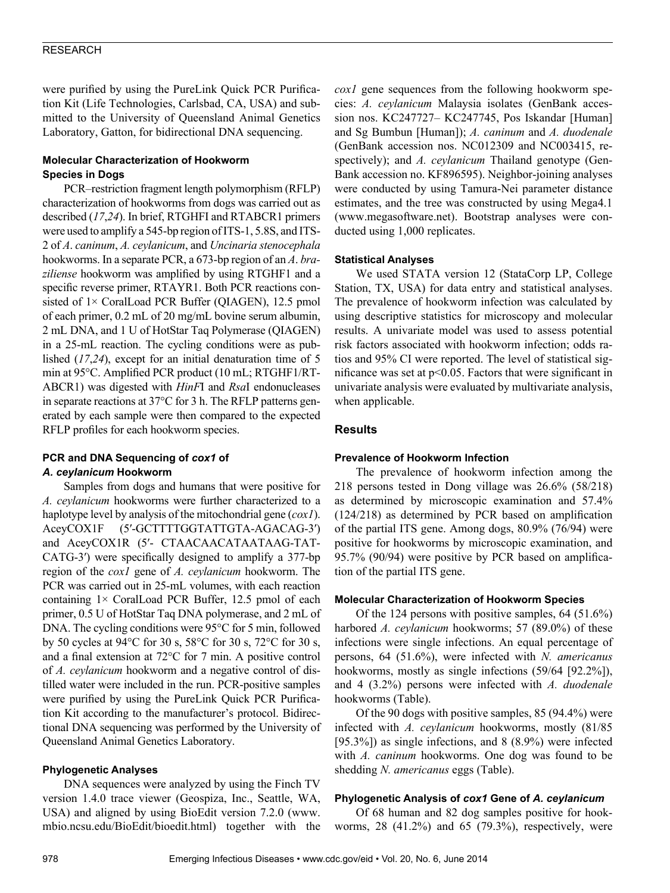were purified by using the PureLink Quick PCR Purification Kit (Life Technologies, Carlsbad, CA, USA) and submitted to the University of Queensland Animal Genetics Laboratory, Gatton, for bidirectional DNA sequencing.

### Molecular Characterization of Hookworm Species in Dogs

PCR–restriction fragment length polymorphism (RFLP) characterization of hookworms from dogs was carried out as described (*17*,*24*). In brief, RTGHFI and RTABCR1 primers were used to amplify a 545-bp region of ITS-1, 5.8S, and ITS-2 of *A. caninum*, *A. ceylanicum*, and *Uncinaria stenocephala* hookworms. In a separate PCR, a 673-bp region of an *A. braziliense* hookworm was amplified by using RTGHF1 and a specific reverse primer, RTAYR1. Both PCR reactions consisted of 1× CoralLoad PCR Buffer (QIAGEN), 12.5 pmol of each primer, 0.2 mL of 20 mg/mL bovine serum albumin, 2 mL DNA, and 1 U of HotStar Taq Polymerase (QIAGEN) in a 25-mL reaction. The cycling conditions were as published (*17*,*24*), except for an initial denaturation time of 5 min at 95°C. Amplified PCR product (10 mL; RTGHF1/RTABCR1) was digested with *HinF*I and *Rsa*I endonucleases in separate reactions at 37°C for 3 h. The RFLP patterns generated by each sample were then compared to the expected RFLP profiles for each hookworm species.

### PCR and DNA Sequencing of *cox1* of *A. ceylanicum* Hookworm

Samples from dogs and humans that were positive for *A. ceylanicum* hookworms were further characterized to a haplotype level by analysis of the mitochondrial gene (*cox1*). AceyCOX1F (5′-GCTTTTGGTATTGTA-AGACAG-3′) and AceyCOX1R (5′- CTAACAACATAATAAG-TAT-CATG-3′) were specifically designed to amplify a 377-bp region of the *cox1* gene of *A. ceylanicum* hookworm. The PCR was carried out in 25-mL volumes, with each reaction containing 1× CoralLoad PCR Buffer, 12.5 pmol of each primer, 0.5 U of HotStar Taq DNA polymerase, and 2 mL of DNA. The cycling conditions were 95°C for 5 min, followed by 50 cycles at 94°C for 30 s, 58°C for 30 s, 72°C for 30 s, and a final extension at 72°C for 7 min. A positive control of *A. ceylanicum* hookworm and a negative control of distilled water were included in the run. PCR-positive samples were purified by using the PureLink Quick PCR Purification Kit according to the manufacturer's protocol. Bidirectional DNA sequencing was performed by the University of Queensland Animal Genetics Laboratory.

### Phylogenetic Analyses

DNA sequences were analyzed by using the Finch TV version 1.4.0 trace viewer (Geospiza, Inc., Seattle, WA, USA) and aligned by using BioEdit version 7.2.0 (www.mbio.ncsu.edu/BioEdit/bioedit.html) together with the *cox1* gene sequences from the following hookworm species: *A. ceylanicum* Malaysia isolates (GenBank accession nos. KC247727– KC247745, Pos Iskandar [Human] and Sg Bumbun [Human]); *A. caninum* and *A. duodenale* (GenBank accession nos. NC012309 and NC003415, respectively); and *A. ceylanicum* Thailand genotype (GenBank accession no. KF896595). Neighbor-joining analyses were conducted by using Tamura-Nei parameter distance estimates, and the tree was constructed by using Mega4.1 (www.megasoftware.net). Bootstrap analyses were conducted using 1,000 replicates.

### Statistical Analyses

We used STATA version 12 (StataCorp LP, College Station, TX, USA) for data entry and statistical analyses. The prevalence of hookworm infection was calculated by using descriptive statistics for microscopy and molecular results. A univariate model was used to assess potential risk factors associated with hookworm infection; odds ratios and 95% CI were reported. The level of statistical significance was set at $p<0.05$. Factors that were significant in univariate analysis were evaluated by multivariate analysis, when applicable.

## Results

### Prevalence of Hookworm Infection

The prevalence of hookworm infection among the 218 persons tested in Dong village was 26.6% (58/218) as determined by microscopic examination and 57.4% (124/218) as determined by PCR based on amplification of the partial ITS gene. Among dogs, 80.9% (76/94) were positive for hookworms by microscopic examination, and 95.7% (90/94) were positive by PCR based on amplification of the partial ITS gene.

### Molecular Characterization of Hookworm Species

Of the 124 persons with positive samples, 64 (51.6%) harbored *A. ceylanicum* hookworms; 57 (89.0%) of these infections were single infections. An equal percentage of persons, 64 (51.6%), were infected with *N. americanus* hookworms, mostly as single infections (59/64 [92.2%]), and 4 (3.2%) persons were infected with *A. duodenale* hookworms (Table).

Of the 90 dogs with positive samples, 85 (94.4%) were infected with *A. ceylanicum* hookworms, mostly (81/85 [95.3%]) as single infections, and 8 (8.9%) were infected with *A. caninum* hookworms. One dog was found to be shedding *N. americanus* eggs (Table).

### Phylogenetic Analysis of *cox1* Gene of *A. ceylanicum*

Of 68 human and 82 dog samples positive for hookworms, 28 (41.2%) and 65 (79.3%), respectively, were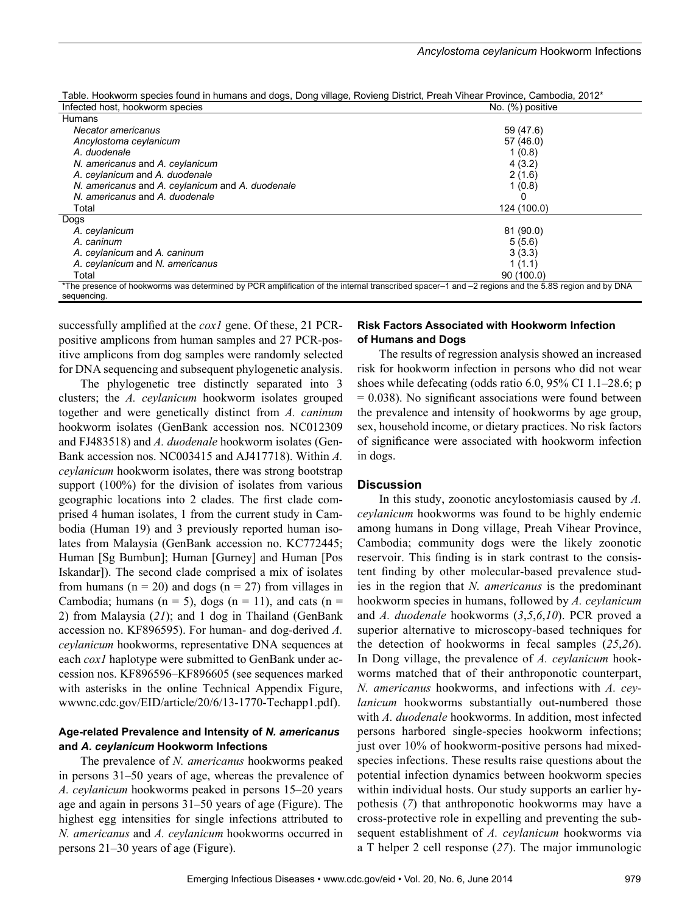Table. Hookworm species found in humans and dogs, Dong village, Rovieng District, Preah Vihear Province, Cambodia, 2012*

| Infected host, hookworm species | No. (%) positive |
|---|---|
| Humans | |
| *Necator americanus* | 59 (47.6) |
| *Ancylostoma ceylanicum* | 57 (46.0) |
| *A. duodenale* | 1 (0.8) |
| *N. americanus* and *A. ceylanicum* | 4 (3.2) |
| *A. ceylanicum* and *A. duodenale* | 2 (1.6) |
| *N. americanus* and *A. ceylanicum* and *A. duodenale* | 1 (0.8) |
| *N. americanus* and *A. duodenale* | 0 |
| Total | 124 (100.0) |
| Dogs | |
| *A. ceylanicum* | 81 (90.0) |
| *A. caninum* | 5 (5.6) |
| *A. ceylanicum* and *A. caninum* | 3 (3.3) |
| *A. ceylanicum* and *N. americanus* | 1 (1.1) |
| Total | 90 (100.0) |

*The presence of hookworms was determined by PCR amplification of the internal transcribed spacer–1 and –2 regions and the 5.8S region and by DNA sequencing.

successfully amplified at the *cox1* gene. Of these, 21 PCR-positive amplicons from human samples and 27 PCR-positive amplicons from dog samples were randomly selected for DNA sequencing and subsequent phylogenetic analysis.

The phylogenetic tree distinctly separated into 3 clusters; the *A. ceylanicum* hookworm isolates grouped together and were genetically distinct from *A. caninum* hookworm isolates (GenBank accession nos. NC012309 and FJ483518) and *A. duodenale* hookworm isolates (GenBank accession nos. NC003415 and AJ417718). Within *A. ceylanicum* hookworm isolates, there was strong bootstrap support (100%) for the division of isolates from various geographic locations into 2 clades. The first clade comprised 4 human isolates, 1 from the current study in Cambodia (Human 19) and 3 previously reported human isolates from Malaysia (GenBank accession no. KC772445; Human [Sg Bumbun]; Human [Gurney] and Human [Pos Iskandar]). The second clade comprised a mix of isolates from humans (n = 20) and dogs (n = 27) from villages in Cambodia; humans (n = 5), dogs (n = 11), and cats (n = 2) from Malaysia (*21*); and 1 dog in Thailand (GenBank accession no. KF896595). For human- and dog-derived *A. ceylanicum* hookworms, representative DNA sequences at each *cox1* haplotype were submitted to GenBank under accession nos. KF896596–KF896605 (see sequences marked with asterisks in the online Technical Appendix Figure, wwwnc.cdc.gov/EID/article/20/6/13-1770-Techapp1.pdf).

### Age-related Prevalence and Intensity of *N. americanus* and *A. ceylanicum* Hookworm Infections

The prevalence of *N. americanus* hookworms peaked in persons 31–50 years of age, whereas the prevalence of *A. ceylanicum* hookworms peaked in persons 15–20 years age and again in persons 31–50 years of age (Figure). The highest egg intensities for single infections attributed to *N. americanus* and *A. ceylanicum* hookworms occurred in persons 21–30 years of age (Figure).

### Risk Factors Associated with Hookworm Infection of Humans and Dogs

The results of regression analysis showed an increased risk for hookworm infection in persons who did not wear shoes while defecating (odds ratio 6.0, 95% CI 1.1–28.6; p = 0.038). No significant associations were found between the prevalence and intensity of hookworms by age group, sex, household income, or dietary practices. No risk factors of significance were associated with hookworm infection in dogs.

## Discussion

In this study, zoonotic ancylostomiasis caused by *A. ceylanicum* hookworms was found to be highly endemic among humans in Dong village, Preah Vihear Province, Cambodia; community dogs were the likely zoonotic reservoir. This finding is in stark contrast to the consistent finding by other molecular-based prevalence studies in the region that *N. americanus* is the predominant hookworm species in humans, followed by *A. ceylanicum* and *A. duodenale* hookworms (*3*,*5*,*6*,*10*). PCR proved a superior alternative to microscopy-based techniques for the detection of hookworms in fecal samples (*25*,*26*). In Dong village, the prevalence of *A. ceylanicum* hookworms matched that of their anthroponotic counterpart, *N. americanus* hookworms, and infections with *A. ceylanicum* hookworms substantially out-numbered those with *A. duodenale* hookworms. In addition, most infected persons harbored single-species hookworm infections; just over 10% of hookworm-positive persons had mixed-species infections. These results raise questions about the potential infection dynamics between hookworm species within individual hosts. Our study supports an earlier hypothesis (*7*) that anthroponotic hookworms may have a cross-protective role in expelling and preventing the subsequent establishment of *A. ceylanicum* hookworms via a T helper 2 cell response (*27*). The major immunologic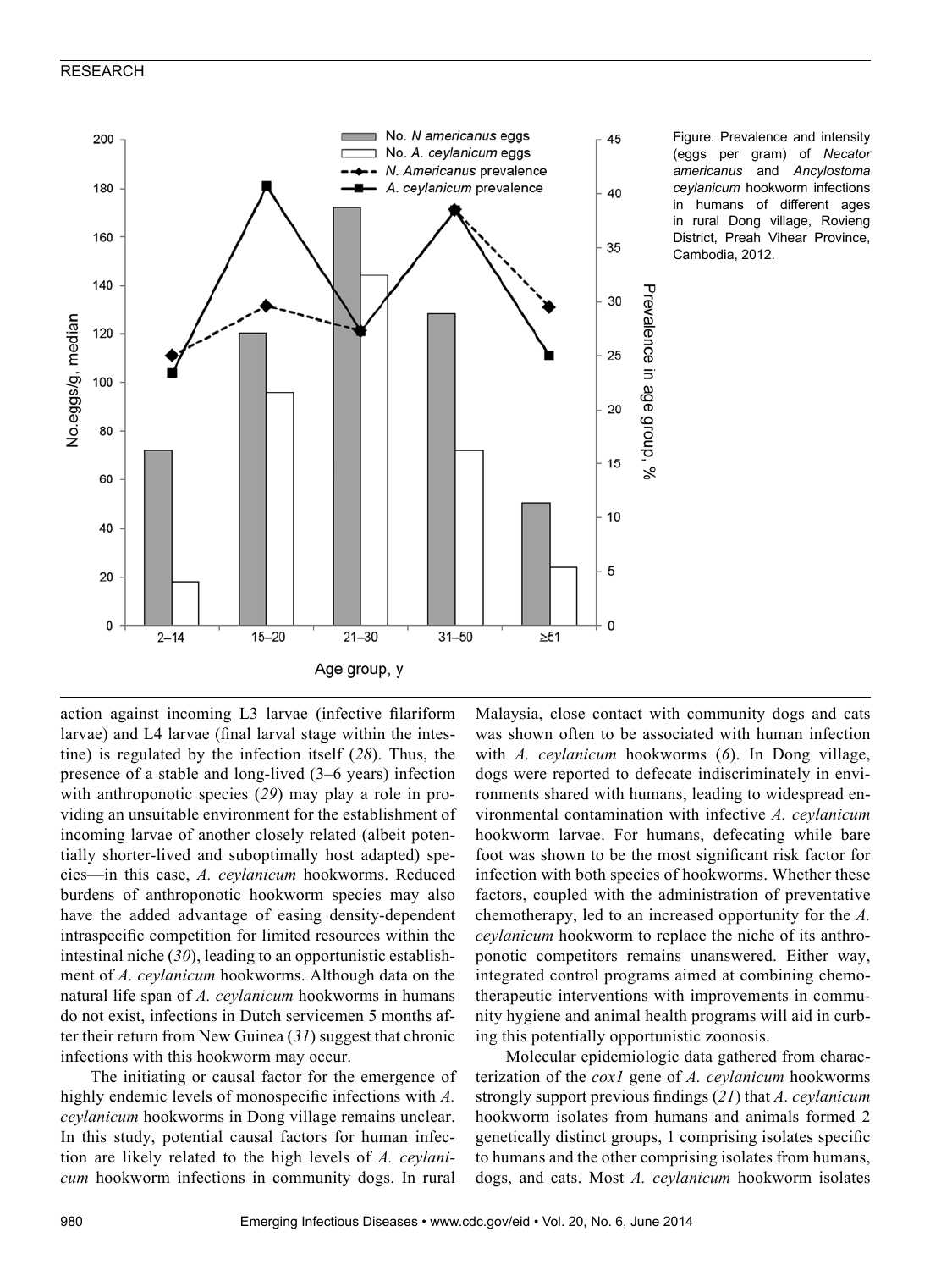Figure. Prevalence and intensity (eggs per gram) of *Necator americanus* and *Ancylostoma ceylanicum* hookworm infections in humans of different ages in rural Dong village, Rovieng District, Preah Vihear Province, Cambodia, 2012.

action against incoming L3 larvae (infective filariform larvae) and L4 larvae (final larval stage within the intestine) is regulated by the infection itself (*28*). Thus, the presence of a stable and long-lived (3–6 years) infection with anthroponotic species (*29*) may play a role in providing an unsuitable environment for the establishment of incoming larvae of another closely related (albeit potentially shorter-lived and suboptimally host adapted) species—in this case, *A. ceylanicum* hookworms. Reduced burdens of anthroponotic hookworm species may also have the added advantage of easing density-dependent intraspecific competition for limited resources within the intestinal niche (*30*), leading to an opportunistic establishment of *A. ceylanicum* hookworms. Although data on the natural life span of *A. ceylanicum* hookworms in humans do not exist, infections in Dutch servicemen 5 months after their return from New Guinea (*31*) suggest that chronic infections with this hookworm may occur.

The initiating or causal factor for the emergence of highly endemic levels of monospecific infections with *A. ceylanicum* hookworms in Dong village remains unclear. In this study, potential causal factors for human infection are likely related to the high levels of *A. ceylanicum* hookworm infections in community dogs. In rural Malaysia, close contact with community dogs and cats was shown often to be associated with human infection with *A. ceylanicum* hookworms (*6*). In Dong village, dogs were reported to defecate indiscriminately in environments shared with humans, leading to widespread environmental contamination with infective *A. ceylanicum* hookworm larvae. For humans, defecating while bare foot was shown to be the most significant risk factor for infection with both species of hookworms. Whether these factors, coupled with the administration of preventative chemotherapy, led to an increased opportunity for the *A. ceylanicum* hookworm to replace the niche of its anthroponotic competitors remains unanswered. Either way, integrated control programs aimed at combining chemotherapeutic interventions with improvements in community hygiene and animal health programs will aid in curbing this potentially opportunistic zoonosis.

Molecular epidemiologic data gathered from characterization of the *cox1* gene of *A. ceylanicum* hookworms strongly support previous findings (*21*) that *A. ceylanicum* hookworm isolates from humans and animals formed 2 genetically distinct groups, 1 comprising isolates specific to humans and the other comprising isolates from humans, dogs, and cats. Most *A. ceylanicum* hookworm isolates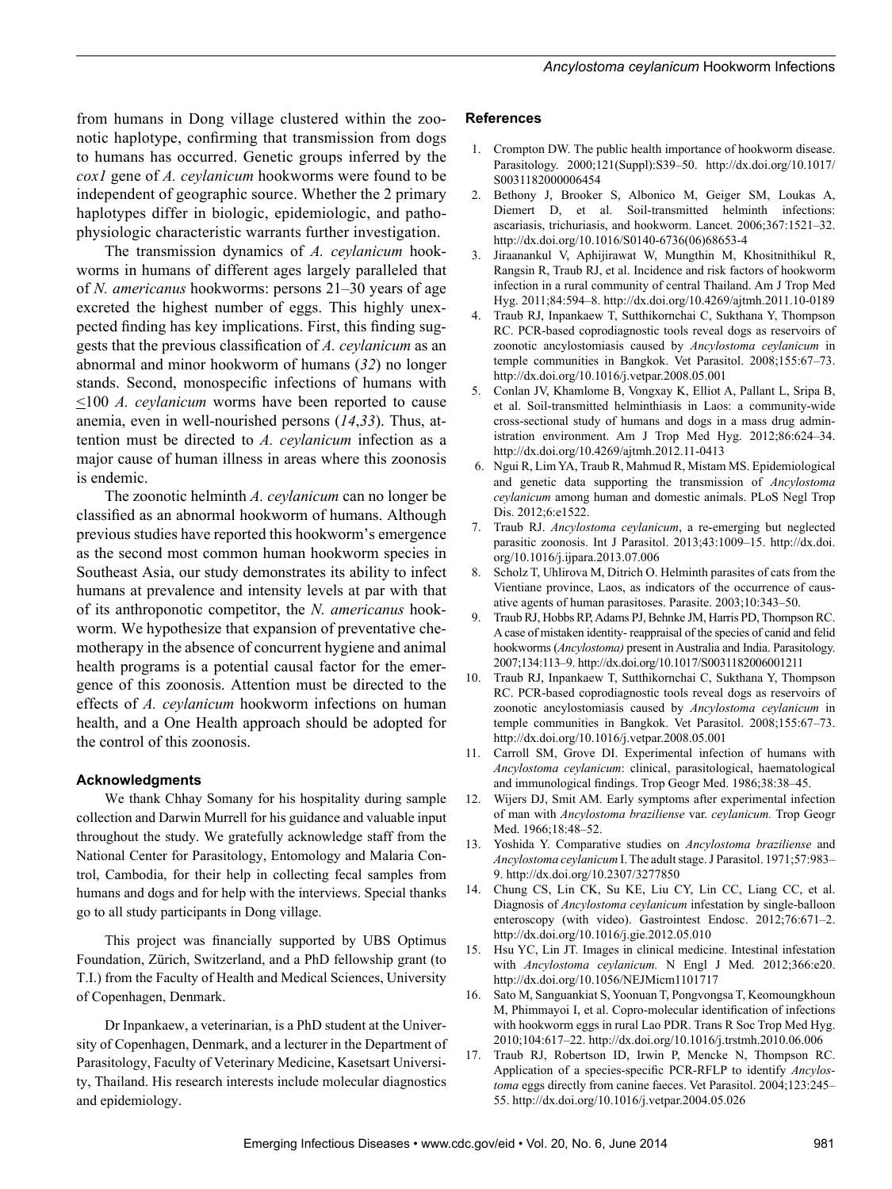from humans in Dong village clustered within the zoonotic haplotype, confirming that transmission from dogs to humans has occurred. Genetic groups inferred by the *cox1* gene of *A. ceylanicum* hookworms were found to be independent of geographic source. Whether the 2 primary haplotypes differ in biologic, epidemiologic, and pathophysiologic characteristic warrants further investigation.

The transmission dynamics of *A. ceylanicum* hookworms in humans of different ages largely paralleled that of *N. americanus* hookworms: persons 21–30 years of age excreted the highest number of eggs. This highly unexpected finding has key implications. First, this finding suggests that the previous classification of *A. ceylanicum* as an abnormal and minor hookworm of humans (*32*) no longer stands. Second, monospecific infections of humans with ≤100 *A. ceylanicum* worms have been reported to cause anemia, even in well-nourished persons (*14*,*33*). Thus, attention must be directed to *A. ceylanicum* infection as a major cause of human illness in areas where this zoonosis is endemic.

The zoonotic helminth *A. ceylanicum* can no longer be classified as an abnormal hookworm of humans. Although previous studies have reported this hookworm's emergence as the second most common human hookworm species in Southeast Asia, our study demonstrates its ability to infect humans at prevalence and intensity levels at par with that of its anthroponotic competitor, the *N. americanus* hookworm. We hypothesize that expansion of preventative chemotherapy in the absence of concurrent hygiene and animal health programs is a potential causal factor for the emergence of this zoonosis. Attention must be directed to the effects of *A. ceylanicum* hookworm infections on human health, and a One Health approach should be adopted for the control of this zoonosis.

### Acknowledgments

We thank Chhay Somany for his hospitality during sample collection and Darwin Murrell for his guidance and valuable input throughout the study. We gratefully acknowledge staff from the National Center for Parasitology, Entomology and Malaria Control, Cambodia, for their help in collecting fecal samples from humans and dogs and for help with the interviews. Special thanks go to all study participants in Dong village.

This project was financially supported by UBS Optimus Foundation, Zürich, Switzerland, and a PhD fellowship grant (to T.I.) from the Faculty of Health and Medical Sciences, University of Copenhagen, Denmark.

Dr Inpankaew, a veterinarian, is a PhD student at the University of Copenhagen, Denmark, and a lecturer in the Department of Parasitology, Faculty of Veterinary Medicine, Kasetsart University, Thailand. His research interests include molecular diagnostics and epidemiology.

### References

1. Crompton DW. The public health importance of hookworm disease. Parasitology. 2000;121(Suppl):S39–50. http://dx.doi.org/10.1017/S0031182000006454
2. Bethony J, Brooker S, Albonico M, Geiger SM, Loukas A, Diemert D, et al. Soil-transmitted helminth infections: ascariasis, trichuriasis, and hookworm. Lancet. 2006;367:1521–32. http://dx.doi.org/10.1016/S0140-6736(06)68653-4
3. Jiraanankul V, Aphijirawat W, Mungthin M, Khositnithikul R, Rangsin R, Traub RJ, et al. Incidence and risk factors of hookworm infection in a rural community of central Thailand. Am J Trop Med Hyg. 2011;84:594–8. http://dx.doi.org/10.4269/ajtmh.2011.10-0189
4. Traub RJ, Inpankaew T, Sutthikornchai C, Sukthana Y, Thompson RC. PCR-based coprodiagnostic tools reveal dogs as reservoirs of zoonotic ancylostomiasis caused by *Ancylostoma ceylanicum* in temple communities in Bangkok. Vet Parasitol. 2008;155:67–73. http://dx.doi.org/10.1016/j.vetpar.2008.05.001
5. Conlan JV, Khamlome B, Vongxay K, Elliot A, Pallant L, Sripa B, et al. Soil-transmitted helminthiasis in Laos: a community-wide cross-sectional study of humans and dogs in a mass drug administration environment. Am J Trop Med Hyg. 2012;86:624–34. http://dx.doi.org/10.4269/ajtmh.2012.11-0413
6. Ngui R, Lim YA, Traub R, Mahmud R, Mistam MS. Epidemiological and genetic data supporting the transmission of *Ancylostoma ceylanicum* among human and domestic animals. PLoS Negl Trop Dis. 2012;6:e1522.
7. Traub RJ. *Ancylostoma ceylanicum*, a re-emerging but neglected parasitic zoonosis. Int J Parasitol. 2013;43:1009–15. http://dx.doi.org/10.1016/j.ijpara.2013.07.006
8. Scholz T, Uhlirova M, Ditrich O. Helminth parasites of cats from the Vientiane province, Laos, as indicators of the occurrence of causative agents of human parasitoses. Parasite. 2003;10:343–50.
9. Traub RJ, Hobbs RP, Adams PJ, Behnke JM, Harris PD, Thompson RC. A case of mistaken identity- reappraisal of the species of canid and felid hookworms (*Ancylostoma)* present in Australia and India. Parasitology. 2007;134:113–9. http://dx.doi.org/10.1017/S0031182006001211
10. Traub RJ, Inpankaew T, Sutthikornchai C, Sukthana Y, Thompson RC. PCR-based coprodiagnostic tools reveal dogs as reservoirs of zoonotic ancylostomiasis caused by *Ancylostoma ceylanicum* in temple communities in Bangkok. Vet Parasitol. 2008;155:67–73. http://dx.doi.org/10.1016/j.vetpar.2008.05.001
11. Carroll SM, Grove DI. Experimental infection of humans with *Ancylostoma ceylanicum*: clinical, parasitological, haematological and immunological findings. Trop Geogr Med. 1986;38:38–45.
12. Wijers DJ, Smit AM. Early symptoms after experimental infection of man with *Ancylostoma braziliense* var. *ceylanicum.* Trop Geogr Med. 1966;18:48–52.
13. Yoshida Y. Comparative studies on *Ancylostoma braziliense* and *Ancylostoma ceylanicum* I. The adult stage. J Parasitol. 1971;57:983–9. http://dx.doi.org/10.2307/3277850
14. Chung CS, Lin CK, Su KE, Liu CY, Lin CC, Liang CC, et al. Diagnosis of *Ancylostoma ceylanicum* infestation by single-balloon enteroscopy (with video). Gastrointest Endosc. 2012;76:671–2. http://dx.doi.org/10.1016/j.gie.2012.05.010
15. Hsu YC, Lin JT. Images in clinical medicine. Intestinal infestation with *Ancylostoma ceylanicum.* N Engl J Med. 2012;366:e20. http://dx.doi.org/10.1056/NEJMicm1101717
16. Sato M, Sanguankiat S, Yoonuan T, Pongvongsa T, Keomoungkhoun M, Phimmayoi I, et al. Copro-molecular identification of infections with hookworm eggs in rural Lao PDR. Trans R Soc Trop Med Hyg. 2010;104:617–22. http://dx.doi.org/10.1016/j.trstmh.2010.06.006
17. Traub RJ, Robertson ID, Irwin P, Mencke N, Thompson RC. Application of a species-specific PCR-RFLP to identify *Ancylostoma* eggs directly from canine faeces. Vet Parasitol. 2004;123:245–55. http://dx.doi.org/10.1016/j.vetpar.2004.05.026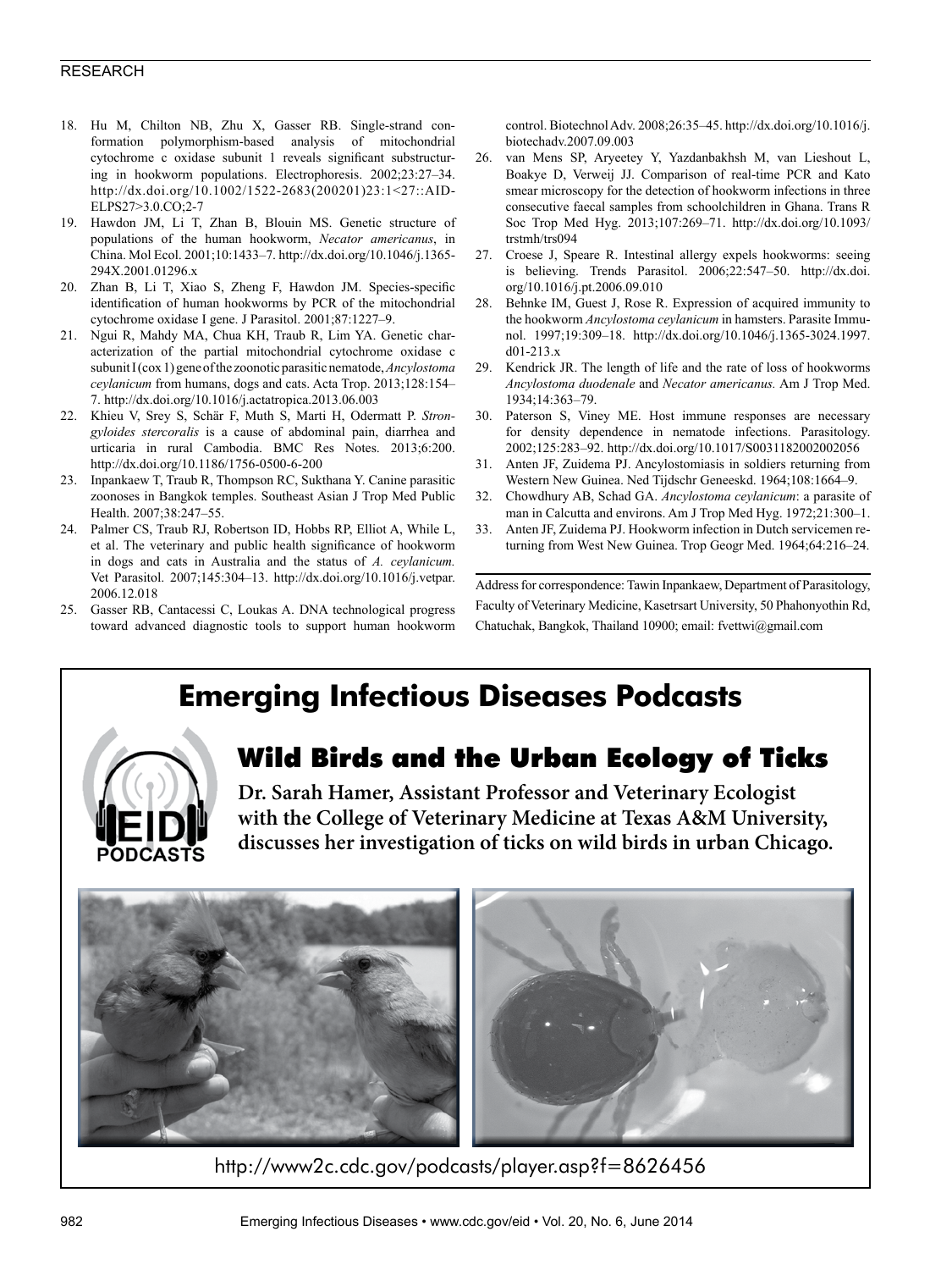18. Hu M, Chilton NB, Zhu X, Gasser RB. Single-strand conformation polymorphism-based analysis of mitochondrial cytochrome c oxidase subunit 1 reveals significant substructuring in hookworm populations. Electrophoresis. 2002;23:27–34. http://dx.doi.org/10.1002/1522-2683(200201)23:1<27::AID-ELPS27>3.0.CO;2-7
19. Hawdon JM, Li T, Zhan B, Blouin MS. Genetic structure of populations of the human hookworm, *Necator americanus*, in China. Mol Ecol. 2001;10:1433–7. http://dx.doi.org/10.1046/j.1365-294X.2001.01296.x
20. Zhan B, Li T, Xiao S, Zheng F, Hawdon JM. Species-specific identification of human hookworms by PCR of the mitochondrial cytochrome oxidase I gene. J Parasitol. 2001;87:1227–9.
21. Ngui R, Mahdy MA, Chua KH, Traub R, Lim YA. Genetic characterization of the partial mitochondrial cytochrome oxidase c subunit I (cox 1) gene of the zoonotic parasitic nematode, *Ancylostoma ceylanicum* from humans, dogs and cats. Acta Trop. 2013;128:154–7. http://dx.doi.org/10.1016/j.actatropica.2013.06.003
22. Khieu V, Srey S, Schär F, Muth S, Marti H, Odermatt P. *Strongyloides stercoralis* is a cause of abdominal pain, diarrhea and urticaria in rural Cambodia. BMC Res Notes. 2013;6:200. http://dx.doi.org/10.1186/1756-0500-6-200
23. Inpankaew T, Traub R, Thompson RC, Sukthana Y. Canine parasitic zoonoses in Bangkok temples. Southeast Asian J Trop Med Public Health. 2007;38:247–55.
24. Palmer CS, Traub RJ, Robertson ID, Hobbs RP, Elliot A, While L, et al. The veterinary and public health significance of hookworm in dogs and cats in Australia and the status of *A. ceylanicum.* Vet Parasitol. 2007;145:304–13. http://dx.doi.org/10.1016/j.vetpar.2006.12.018
25. Gasser RB, Cantacessi C, Loukas A. DNA technological progress toward advanced diagnostic tools to support human hookworm control. Biotechnol Adv. 2008;26:35–45. http://dx.doi.org/10.1016/j.biotechadv.2007.09.003
26. van Mens SP, Aryeetey Y, Yazdanbakhsh M, van Lieshout L, Boakye D, Verweij JJ. Comparison of real-time PCR and Kato smear microscopy for the detection of hookworm infections in three consecutive faecal samples from schoolchildren in Ghana. Trans R Soc Trop Med Hyg. 2013;107:269–71. http://dx.doi.org/10.1093/trstmh/trs094
27. Croese J, Speare R. Intestinal allergy expels hookworms: seeing is believing. Trends Parasitol. 2006;22:547–50. http://dx.doi.org/10.1016/j.pt.2006.09.010
28. Behnke IM, Guest J, Rose R. Expression of acquired immunity to the hookworm *Ancylostoma ceylanicum* in hamsters. Parasite Immunol. 1997;19:309–18. http://dx.doi.org/10.1046/j.1365-3024.1997.d01-213.x
29. Kendrick JR. The length of life and the rate of loss of hookworms *Ancylostoma duodenale* and *Necator americanus.* Am J Trop Med. 1934;14:363–79.
30. Paterson S, Viney ME. Host immune responses are necessary for density dependence in nematode infections. Parasitology. 2002;125:283–92. http://dx.doi.org/10.1017/S0031182002002056
31. Anten JF, Zuidema PJ. Ancylostomiasis in soldiers returning from Western New Guinea. Ned Tijdschr Geneeskd. 1964;108:1664–9.
32. Chowdhury AB, Schad GA. *Ancylostoma ceylanicum*: a parasite of man in Calcutta and environs. Am J Trop Med Hyg. 1972;21:300–1.
33. Anten JF, Zuidema PJ. Hookworm infection in Dutch servicemen returning from West New Guinea. Trop Geogr Med. 1964;64:216–24.

Address for correspondence: Tawin Inpankaew, Department of Parasitology, Faculty of Veterinary Medicine, Kasetsart University, 50 Phahonyothin Rd, Chatuchak, Bangkok, Thailand 10900; email: fvettwi@gmail.com

# Emerging Infectious Diseases Podcasts

## Wild Birds and the Urban Ecology of Ticks

**Dr. Sarah Hamer, Assistant Professor and Veterinary Ecologist with the College of Veterinary Medicine at Texas A&M University, discusses her investigation of ticks on wild birds in urban Chicago.**

http://www2c.cdc.gov/podcasts/player.asp?f=8626456